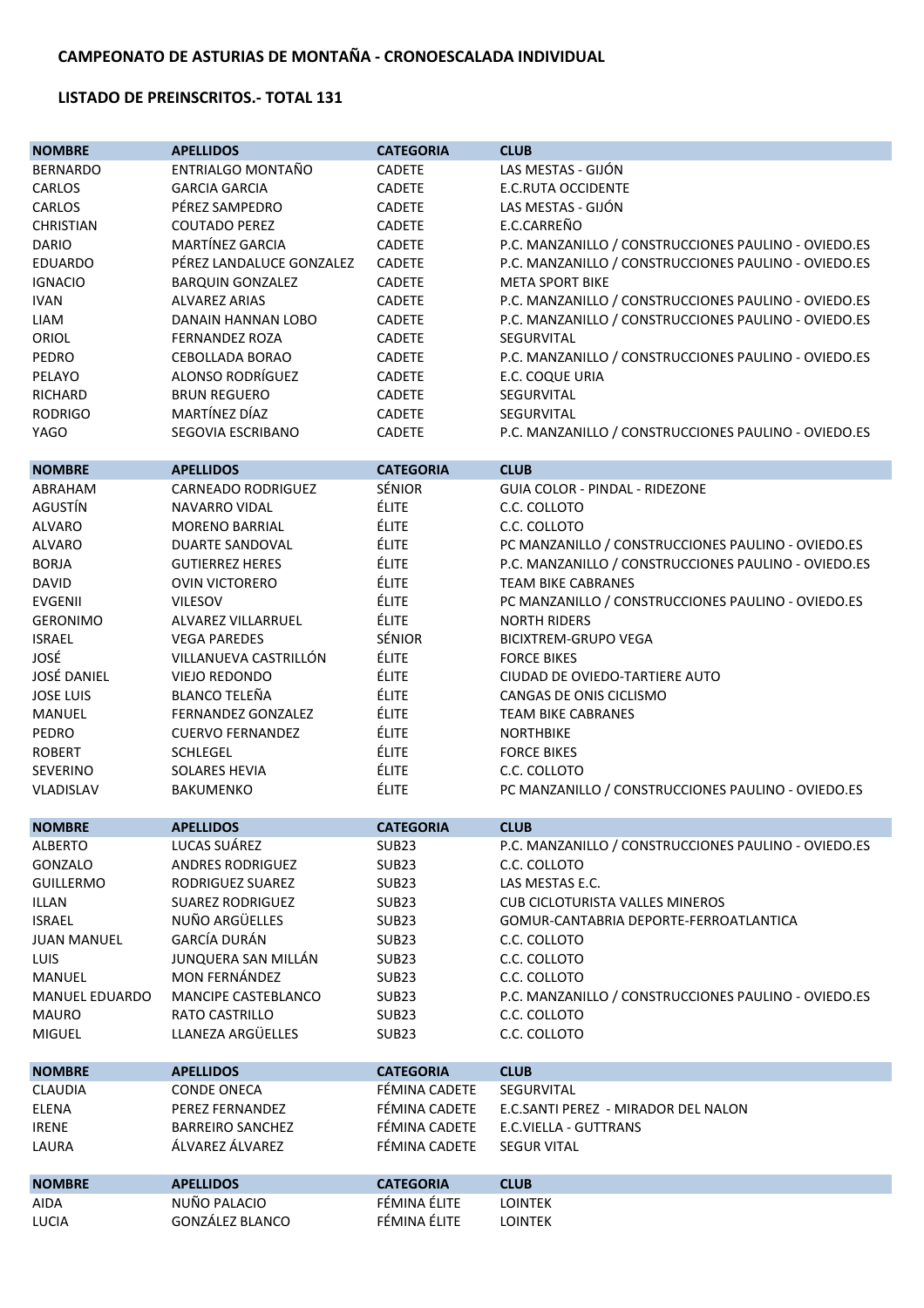**CAMPEONATO DE ASTURIAS DE MONTAÑA - CRONOESCALADA INDIVIDUAL**

**LISTADO DE PREINSCRITOS.- TOTAL 131**

| NOMBRE | APELLIDOS | CATEGORIA | CLUB |
|---|---|---|---|
| BERNARDO | ENTRIALGO MONTAÑO | CADETE | LAS MESTAS - GIJÓN |
| CARLOS | GARCIA GARCIA | CADETE | E.C.RUTA OCCIDENTE |
| CARLOS | PÉREZ SAMPEDRO | CADETE | LAS MESTAS - GIJÓN |
| CHRISTIAN | COUTADO PEREZ | CADETE | E.C.CARREÑO |
| DARIO | MARTÍNEZ GARCIA | CADETE | P.C. MANZANILLO / CONSTRUCCIONES PAULINO - OVIEDO.ES |
| EDUARDO | PÉREZ LANDALUCE GONZALEZ | CADETE | P.C. MANZANILLO / CONSTRUCCIONES PAULINO - OVIEDO.ES |
| IGNACIO | BARQUIN GONZALEZ | CADETE | META SPORT BIKE |
| IVAN | ALVAREZ ARIAS | CADETE | P.C. MANZANILLO / CONSTRUCCIONES PAULINO - OVIEDO.ES |
| LIAM | DANAIN HANNAN LOBO | CADETE | P.C. MANZANILLO / CONSTRUCCIONES PAULINO - OVIEDO.ES |
| ORIOL | FERNANDEZ ROZA | CADETE | SEGURVITAL |
| PEDRO | CEBOLLADA BORAO | CADETE | P.C. MANZANILLO / CONSTRUCCIONES PAULINO - OVIEDO.ES |
| PELAYO | ALONSO RODRÍGUEZ | CADETE | E.C. COQUE URIA |
| RICHARD | BRUN REGUERO | CADETE | SEGURVITAL |
| RODRIGO | MARTÍNEZ DÍAZ | CADETE | SEGURVITAL |
| YAGO | SEGOVIA ESCRIBANO | CADETE | P.C. MANZANILLO / CONSTRUCCIONES PAULINO - OVIEDO.ES |

| NOMBRE | APELLIDOS | CATEGORIA | CLUB |
|---|---|---|---|
| ABRAHAM | CARNEADO RODRIGUEZ | SÉNIOR | GUIA COLOR - PINDAL - RIDEZONE |
| AGUSTÍN | NAVARRO VIDAL | ÉLITE | C.C. COLLOTO |
| ALVARO | MORENO BARRIAL | ÉLITE | C.C. COLLOTO |
| ALVARO | DUARTE SANDOVAL | ÉLITE | PC MANZANILLO / CONSTRUCCIONES PAULINO - OVIEDO.ES |
| BORJA | GUTIERREZ HERES | ÉLITE | P.C. MANZANILLO / CONSTRUCCIONES PAULINO - OVIEDO.ES |
| DAVID | OVIN VICTORERO | ÉLITE | TEAM BIKE CABRANES |
| EVGENII | VILESOV | ÉLITE | PC MANZANILLO / CONSTRUCCIONES PAULINO - OVIEDO.ES |
| GERONIMO | ALVAREZ VILLARRUEL | ÉLITE | NORTH RIDERS |
| ISRAEL | VEGA PAREDES | SÉNIOR | BICIXTREM-GRUPO VEGA |
| JOSÉ | VILLANUEVA CASTRILLÓN | ÉLITE | FORCE BIKES |
| JOSÉ DANIEL | VIEJO REDONDO | ÉLITE | CIUDAD DE OVIEDO-TARTIERE AUTO |
| JOSE LUIS | BLANCO TELEÑA | ÉLITE | CANGAS DE ONIS CICLISMO |
| MANUEL | FERNANDEZ GONZALEZ | ÉLITE | TEAM BIKE CABRANES |
| PEDRO | CUERVO FERNANDEZ | ÉLITE | NORTHBIKE |
| ROBERT | SCHLEGEL | ÉLITE | FORCE BIKES |
| SEVERINO | SOLARES HEVIA | ÉLITE | C.C. COLLOTO |
| VLADISLAV | BAKUMENKO | ÉLITE | PC MANZANILLO / CONSTRUCCIONES PAULINO - OVIEDO.ES |

| NOMBRE | APELLIDOS | CATEGORIA | CLUB |
|---|---|---|---|
| ALBERTO | LUCAS SUÁREZ | SUB23 | P.C. MANZANILLO / CONSTRUCCIONES PAULINO - OVIEDO.ES |
| GONZALO | ANDRES RODRIGUEZ | SUB23 | C.C. COLLOTO |
| GUILLERMO | RODRIGUEZ SUAREZ | SUB23 | LAS MESTAS E.C. |
| ILLAN | SUAREZ RODRIGUEZ | SUB23 | CUB CICLOTURISTA VALLES MINEROS |
| ISRAEL | NUÑO ARGÜELLES | SUB23 | GOMUR-CANTABRIA DEPORTE-FERROATLANTICA |
| JUAN MANUEL | GARCÍA DURÁN | SUB23 | C.C. COLLOTO |
| LUIS | JUNQUERA SAN MILLÁN | SUB23 | C.C. COLLOTO |
| MANUEL | MON FERNÁNDEZ | SUB23 | C.C. COLLOTO |
| MANUEL EDUARDO | MANCIPE CASTEBLANCO | SUB23 | P.C. MANZANILLO / CONSTRUCCIONES PAULINO - OVIEDO.ES |
| MAURO | RATO CASTRILLO | SUB23 | C.C. COLLOTO |
| MIGUEL | LLANEZA ARGÜELLES | SUB23 | C.C. COLLOTO |

| NOMBRE | APELLIDOS | CATEGORIA | CLUB |
|---|---|---|---|
| CLAUDIA | CONDE ONECA | FÉMINA CADETE | SEGURVITAL |
| ELENA | PEREZ FERNANDEZ | FÉMINA CADETE | E.C.SANTI PEREZ - MIRADOR DEL NALON |
| IRENE | BARREIRO SANCHEZ | FÉMINA CADETE | E.C.VIELLA - GUTTRANS |
| LAURA | ÁLVAREZ ÁLVAREZ | FÉMINA CADETE | SEGUR VITAL |

| NOMBRE | APELLIDOS | CATEGORIA | CLUB |
|---|---|---|---|
| AIDA | NUÑO PALACIO | FÉMINA ÉLITE | LOINTEK |
| LUCIA | GONZÁLEZ BLANCO | FÉMINA ÉLITE | LOINTEK |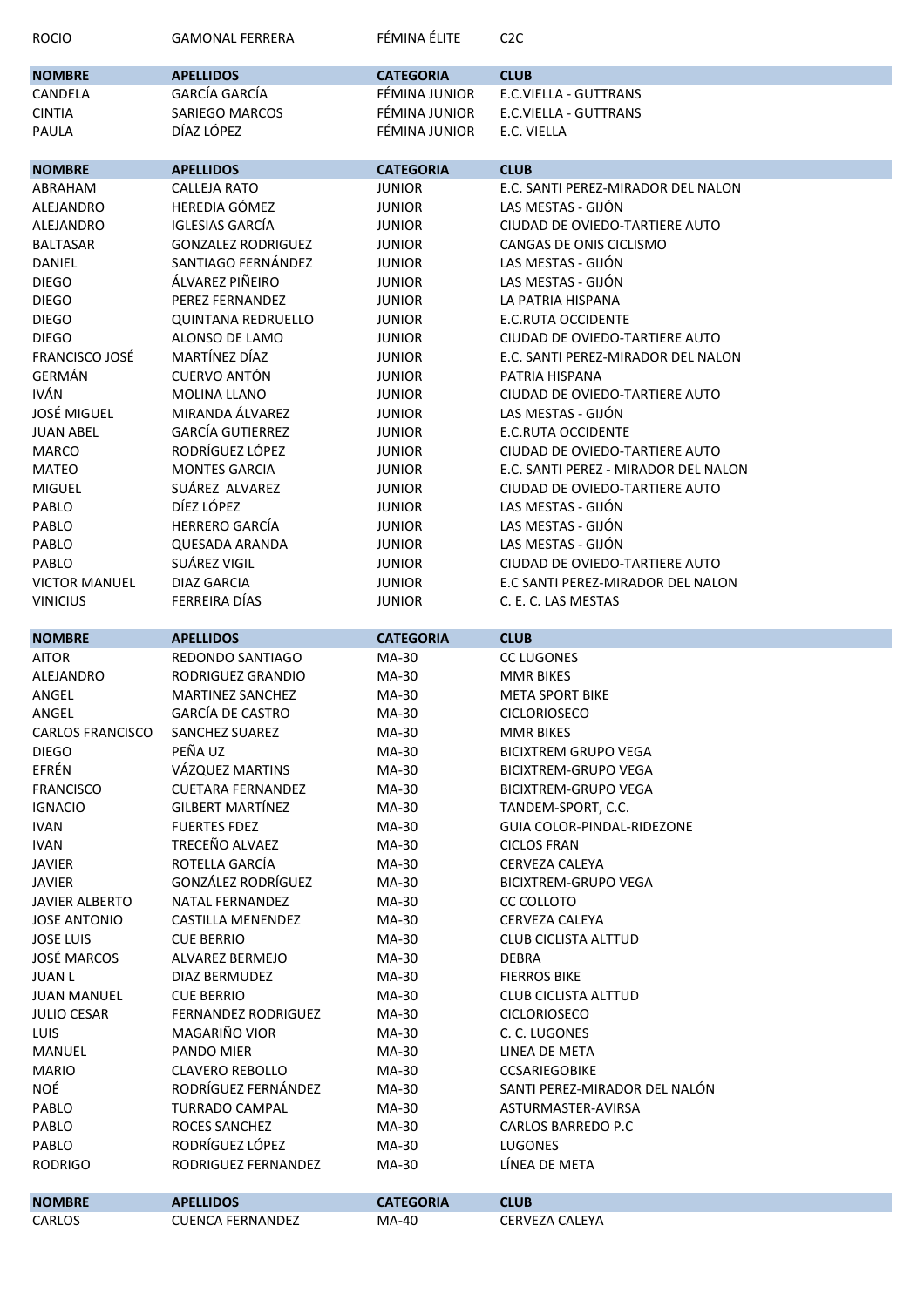| ROCIO | GAMONAL FERRERA | FÉMINA ÉLITE | C2C |
|---|---|---|---|

| NOMBRE | APELLIDOS | CATEGORIA | CLUB |
|---|---|---|---|
| CANDELA | GARCÍA GARCÍA | FÉMINA JUNIOR | E.C.VIELLA - GUTTRANS |
| CINTIA | SARIEGO MARCOS | FÉMINA JUNIOR | E.C.VIELLA - GUTTRANS |
| PAULA | DÍAZ LÓPEZ | FÉMINA JUNIOR | E.C. VIELLA |

| NOMBRE | APELLIDOS | CATEGORIA | CLUB |
|---|---|---|---|
| ABRAHAM | CALLEJA RATO | JUNIOR | E.C. SANTI PEREZ-MIRADOR DEL NALON |
| ALEJANDRO | HEREDIA GÓMEZ | JUNIOR | LAS MESTAS - GIJÓN |
| ALEJANDRO | IGLESIAS GARCÍA | JUNIOR | CIUDAD DE OVIEDO-TARTIERE AUTO |
| BALTASAR | GONZALEZ RODRIGUEZ | JUNIOR | CANGAS DE ONIS CICLISMO |
| DANIEL | SANTIAGO FERNÁNDEZ | JUNIOR | LAS MESTAS - GIJÓN |
| DIEGO | ÁLVAREZ PIÑEIRO | JUNIOR | LAS MESTAS - GIJÓN |
| DIEGO | PEREZ FERNANDEZ | JUNIOR | LA PATRIA HISPANA |
| DIEGO | QUINTANA REDRUELLO | JUNIOR | E.C.RUTA OCCIDENTE |
| DIEGO | ALONSO DE LAMO | JUNIOR | CIUDAD DE OVIEDO-TARTIERE AUTO |
| FRANCISCO JOSÉ | MARTÍNEZ DÍAZ | JUNIOR | E.C. SANTI PEREZ-MIRADOR DEL NALON |
| GERMÁN | CUERVO ANTÓN | JUNIOR | PATRIA HISPANA |
| IVÁN | MOLINA LLANO | JUNIOR | CIUDAD DE OVIEDO-TARTIERE AUTO |
| JOSÉ MIGUEL | MIRANDA ÁLVAREZ | JUNIOR | LAS MESTAS - GIJÓN |
| JUAN ABEL | GARCÍA GUTIERREZ | JUNIOR | E.C.RUTA OCCIDENTE |
| MARCO | RODRÍGUEZ LÓPEZ | JUNIOR | CIUDAD DE OVIEDO-TARTIERE AUTO |
| MATEO | MONTES GARCIA | JUNIOR | E.C. SANTI PEREZ - MIRADOR DEL NALON |
| MIGUEL | SUÁREZ ALVAREZ | JUNIOR | CIUDAD DE OVIEDO-TARTIERE AUTO |
| PABLO | DÍEZ LÓPEZ | JUNIOR | LAS MESTAS - GIJÓN |
| PABLO | HERRERO GARCÍA | JUNIOR | LAS MESTAS - GIJÓN |
| PABLO | QUESADA ARANDA | JUNIOR | LAS MESTAS - GIJÓN |
| PABLO | SUÁREZ VIGIL | JUNIOR | CIUDAD DE OVIEDO-TARTIERE AUTO |
| VICTOR MANUEL | DIAZ GARCIA | JUNIOR | E.C SANTI PEREZ-MIRADOR DEL NALON |
| VINICIUS | FERREIRA DÍAS | JUNIOR | C. E. C. LAS MESTAS |

| NOMBRE | APELLIDOS | CATEGORIA | CLUB |
|---|---|---|---|
| AITOR | REDONDO SANTIAGO | MA-30 | CC LUGONES |
| ALEJANDRO | RODRIGUEZ GRANDIO | MA-30 | MMR BIKES |
| ANGEL | MARTINEZ SANCHEZ | MA-30 | META SPORT BIKE |
| ANGEL | GARCÍA DE CASTRO | MA-30 | CICLORIOSECO |
| CARLOS FRANCISCO | SANCHEZ SUAREZ | MA-30 | MMR BIKES |
| DIEGO | PEÑA UZ | MA-30 | BICIXTREM GRUPO VEGA |
| EFRÉN | VÁZQUEZ MARTINS | MA-30 | BICIXTREM-GRUPO VEGA |
| FRANCISCO | CUETARA FERNANDEZ | MA-30 | BICIXTREM-GRUPO VEGA |
| IGNACIO | GILBERT MARTÍNEZ | MA-30 | TANDEM-SPORT, C.C. |
| IVAN | FUERTES FDEZ | MA-30 | GUIA COLOR-PINDAL-RIDEZONE |
| IVAN | TRECEÑO ALVAEZ | MA-30 | CICLOS FRAN |
| JAVIER | ROTELLA GARCÍA | MA-30 | CERVEZA CALEYA |
| JAVIER | GONZÁLEZ RODRÍGUEZ | MA-30 | BICIXTREM-GRUPO VEGA |
| JAVIER ALBERTO | NATAL FERNANDEZ | MA-30 | CC COLLOTO |
| JOSE ANTONIO | CASTILLA MENENDEZ | MA-30 | CERVEZA CALEYA |
| JOSE LUIS | CUE BERRIO | MA-30 | CLUB CICLISTA ALTTUD |
| JOSÉ MARCOS | ALVAREZ BERMEJO | MA-30 | DEBRA |
| JUAN L | DIAZ BERMUDEZ | MA-30 | FIERROS BIKE |
| JUAN MANUEL | CUE BERRIO | MA-30 | CLUB CICLISTA ALTTUD |
| JULIO CESAR | FERNANDEZ RODRIGUEZ | MA-30 | CICLORIOSECO |
| LUIS | MAGARIÑO VIOR | MA-30 | C. C. LUGONES |
| MANUEL | PANDO MIER | MA-30 | LINEA DE META |
| MARIO | CLAVERO REBOLLO | MA-30 | CCSARIEGOBIKE |
| NOÉ | RODRÍGUEZ FERNÁNDEZ | MA-30 | SANTI PEREZ-MIRADOR DEL NALÓN |
| PABLO | TURRADO CAMPAL | MA-30 | ASTURMASTER-AVIRSA |
| PABLO | ROCES SANCHEZ | MA-30 | CARLOS BARREDO P.C |
| PABLO | RODRÍGUEZ LÓPEZ | MA-30 | LUGONES |
| RODRIGO | RODRIGUEZ FERNANDEZ | MA-30 | LÍNEA DE META |

| NOMBRE | APELLIDOS | CATEGORIA | CLUB |
|---|---|---|---|
| CARLOS | CUENCA FERNANDEZ | MA-40 | CERVEZA CALEYA |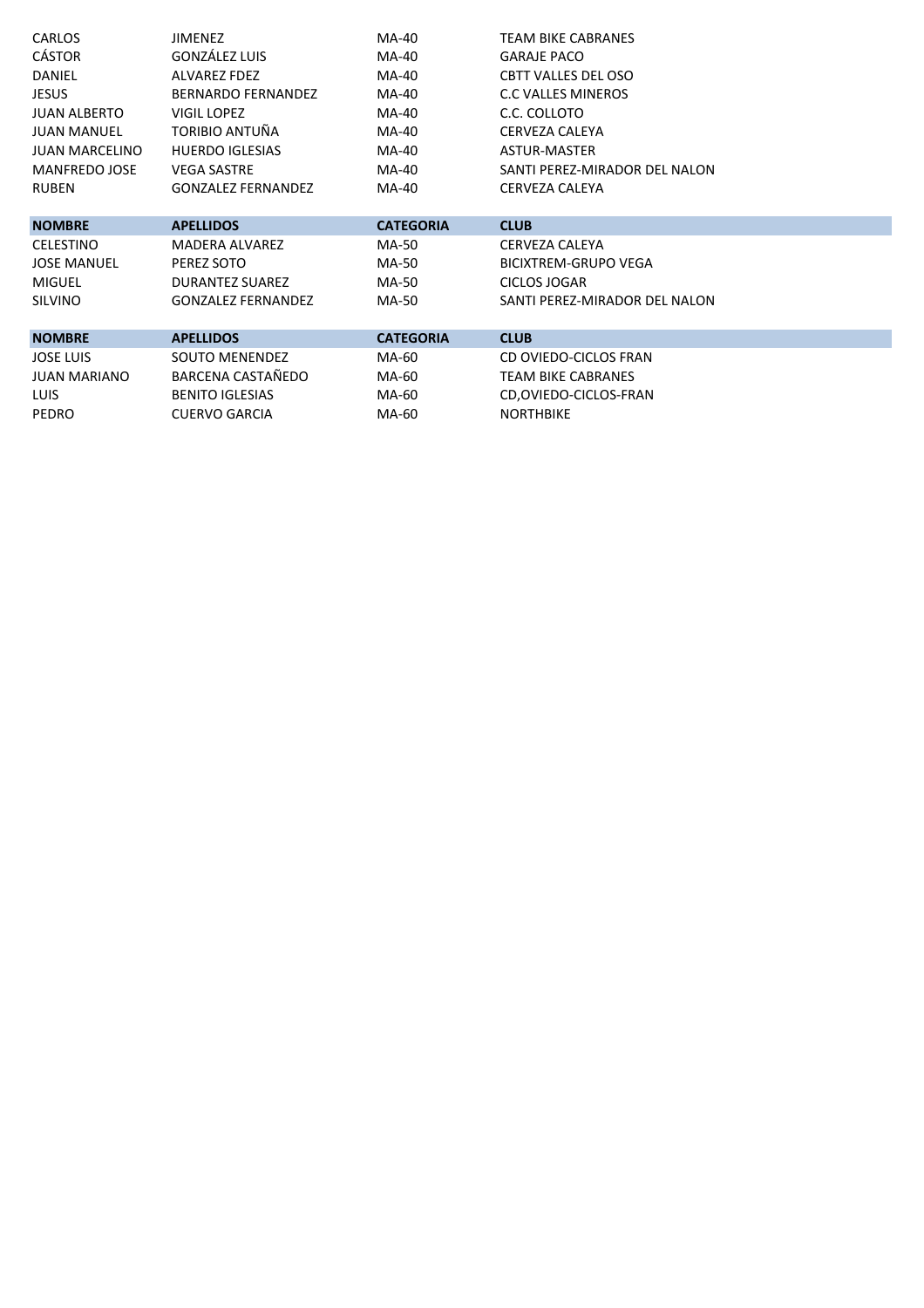| | | | |
|---|---|---|---|
| CARLOS | JIMENEZ | MA-40 | TEAM BIKE CABRANES |
| CÁSTOR | GONZÁLEZ LUIS | MA-40 | GARAJE PACO |
| DANIEL | ALVAREZ FDEZ | MA-40 | CBTT VALLES DEL OSO |
| JESUS | BERNARDO FERNANDEZ | MA-40 | C.C VALLES MINEROS |
| JUAN ALBERTO | VIGIL LOPEZ | MA-40 | C.C. COLLOTO |
| JUAN MANUEL | TORIBIO ANTUÑA | MA-40 | CERVEZA CALEYA |
| JUAN MARCELINO | HUERDO IGLESIAS | MA-40 | ASTUR-MASTER |
| MANFREDO JOSE | VEGA SASTRE | MA-40 | SANTI PEREZ-MIRADOR DEL NALON |
| RUBEN | GONZALEZ FERNANDEZ | MA-40 | CERVEZA CALEYA |

| NOMBRE | APELLIDOS | CATEGORIA | CLUB |
|---|---|---|---|
| CELESTINO | MADERA ALVAREZ | MA-50 | CERVEZA CALEYA |
| JOSE MANUEL | PEREZ SOTO | MA-50 | BICIXTREM-GRUPO VEGA |
| MIGUEL | DURANTEZ SUAREZ | MA-50 | CICLOS JOGAR |
| SILVINO | GONZALEZ FERNANDEZ | MA-50 | SANTI PEREZ-MIRADOR DEL NALON |

| NOMBRE | APELLIDOS | CATEGORIA | CLUB |
|---|---|---|---|
| JOSE LUIS | SOUTO MENENDEZ | MA-60 | CD OVIEDO-CICLOS FRAN |
| JUAN MARIANO | BARCENA CASTAÑEDO | MA-60 | TEAM BIKE CABRANES |
| LUIS | BENITO IGLESIAS | MA-60 | CD,OVIEDO-CICLOS-FRAN |
| PEDRO | CUERVO GARCIA | MA-60 | NORTHBIKE |